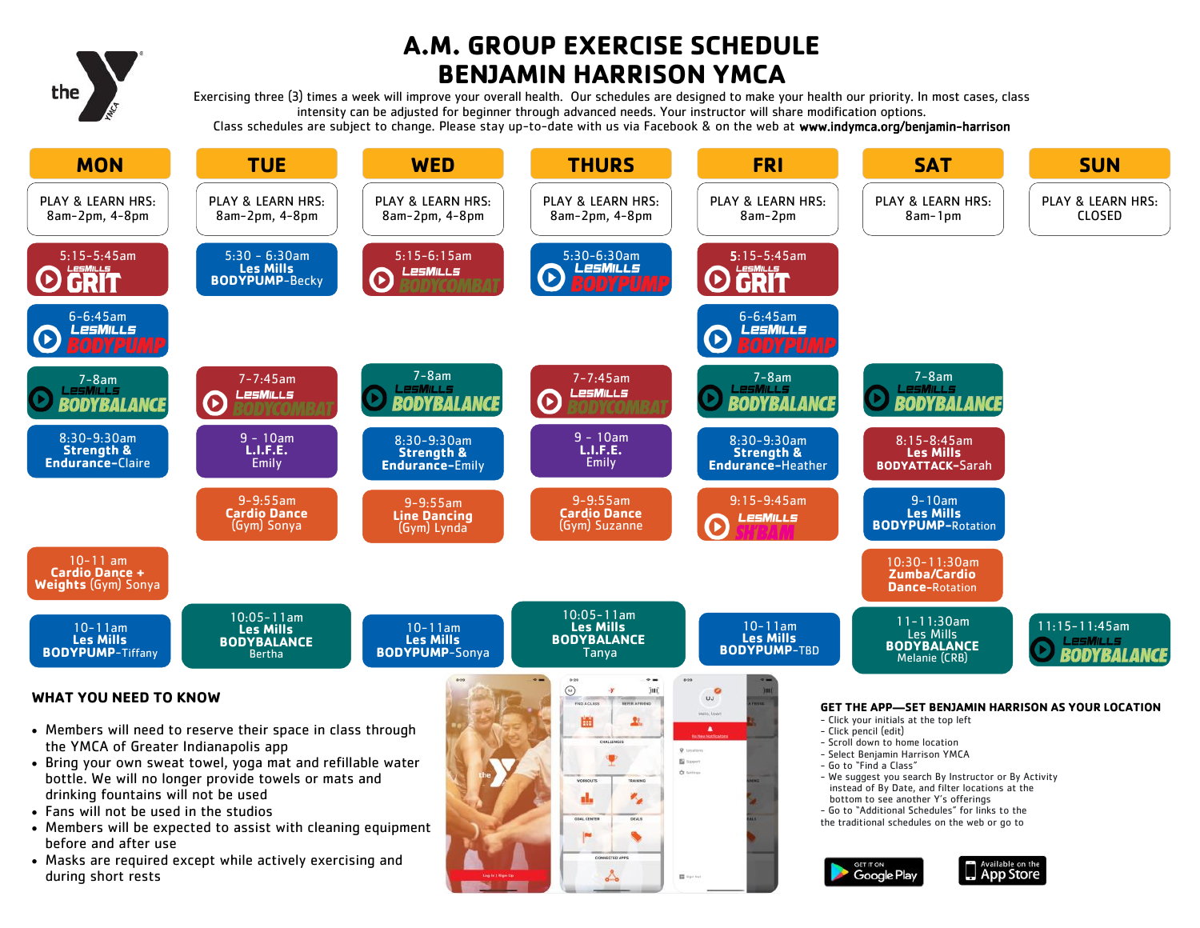# A.M. GROUP EXERCISE SCHEDULE
# BENJAMIN HARRISON YMCA

Exercising three (3) times a week will improve your overall health. Our schedules are designed to make your health our priority. In most cases, class intensity can be adjusted for beginner through advanced needs. Your instructor will share modification options.
Class schedules are subject to change. Please stay up-to-date with us via Facebook & on the web at **www.indymca.org/benjamin-harrison**

| MON | TUE | WED | THURS | FRI | SAT | SUN |
|---|---|---|---|---|---|---|
| PLAY & LEARN HRS: 8am-2pm, 4-8pm | PLAY & LEARN HRS: 8am-2pm, 4-8pm | PLAY & LEARN HRS: 8am-2pm, 4-8pm | PLAY & LEARN HRS: 8am-2pm, 4-8pm | PLAY & LEARN HRS: 8am-2pm | PLAY & LEARN HRS: 8am-1pm | PLAY & LEARN HRS: CLOSED |
| 5:15-5:45am LesMills GRIT | 5:30 - 6:30am Les Mills BODYPUMP-Becky | 5:15-6:15am LesMills BODYCOMBAT | 5:30-6:30am LesMills BODYPUMP | 5:15-5:45am LesMills GRIT | | |
| 6-6:45am LesMills BODYPUMP | | | | 6-6:45am LesMills BODYPUMP | | |
| 7-8am LesMills BODYBALANCE | 7-7:45am LesMills BODYCOMBAT | 7-8am LesMills BODYBALANCE | 7-7:45am LesMills BODYCOMBAT | 7-8am LesMills BODYBALANCE | 7-8am LesMills BODYBALANCE | |
| 8:30-9:30am Strength & Endurance-Claire | 9 - 10am L.I.F.E. Emily | 8:30-9:30am Strength & Endurance-Emily | 9 - 10am L.I.F.E. Emily | 8:30-9:30am Strength & Endurance-Heather | 8:15-8:45am Les Mills BODYATTACK-Sarah | |
| | 9-9:55am Cardio Dance (Gym) Sonya | 9-9:55am Line Dancing (Gym) Lynda | 9-9:55am Cardio Dance (Gym) Suzanne | 9:15-9:45am LesMills SH'BAM | 9-10am Les Mills BODYPUMP-Rotation | |
| 10-11 am Cardio Dance + Weights (Gym) Sonya | | | | | 10:30-11:30am Zumba/Cardio Dance-Rotation | |
| 10-11am Les Mills BODYPUMP-Tiffany | 10:05-11am Les Mills BODYBALANCE Bertha | 10-11am Les Mills BODYPUMP-Sonya | 10:05-11am Les Mills BODYBALANCE Tanya | 10-11am Les Mills BODYPUMP-TBD | 11-11:30am Les Mills BODYBALANCE Melanie (CRB) | 11:15-11:45am LesMills BODYBALANCE |

## WHAT YOU NEED TO KNOW

- Members will need to reserve their space in class through the YMCA of Greater Indianapolis app
- Bring your own sweat towel, yoga mat and refillable water bottle. We will no longer provide towels or mats and drinking fountains will not be used
- Fans will not be used in the studios
- Members will be expected to assist with cleaning equipment before and after use
- Masks are required except while actively exercising and during short rests

## GET THE APP—SET BENJAMIN HARRISON AS YOUR LOCATION

- Click your initials at the top left
- Click pencil (edit)
- Scroll down to home location
- Select Benjamin Harrison YMCA
- Go to "Find a Class"
- We suggest you search By Instructor or By Activity instead of By Date, and filter locations at the bottom to see another Y's offerings
- Go to "Additional Schedules" for links to the the traditional schedules on the web or go to

GET IT ON Google Play | Available on the App Store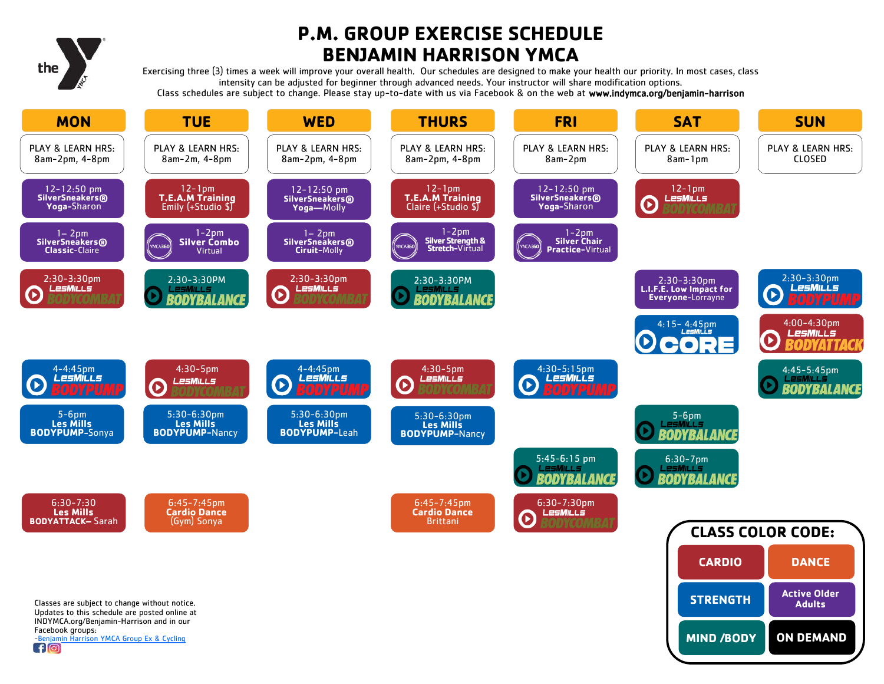# P.M. GROUP EXERCISE SCHEDULE
# BENJAMIN HARRISON YMCA

Exercising three (3) times a week will improve your overall health. Our schedules are designed to make your health our priority. In most cases, class intensity can be adjusted for beginner through advanced needs. Your instructor will share modification options.
Class schedules are subject to change. Please stay up-to-date with us via Facebook & on the web at **www.indymca.org/benjamin-harrison**

| MON | TUE | WED | THURS | FRI | SAT | SUN |
|---|---|---|---|---|---|---|
| PLAY & LEARN HRS: 8am-2pm, 4-8pm | PLAY & LEARN HRS: 8am-2m, 4-8pm | PLAY & LEARN HRS: 8am-2pm, 4-8pm | PLAY & LEARN HRS: 8am-2pm, 4-8pm | PLAY & LEARN HRS: 8am-2pm | PLAY & LEARN HRS: 8am-1pm | PLAY & LEARN HRS: CLOSED |
| 12-12:50 pm **SilverSneakers® Yoga**-Sharon | 12-1pm **T.E.A.M Training** Emily (+Studio $) | 12-12:50 pm **SilverSneakers® Yoga**—Molly | 12-1pm **T.E.A.M Training** Claire (+Studio $) | 12-12:50 pm **SilverSneakers® Yoga**-Sharon | 12-1pm LesMills BODYCOMBAT | |
| 1– 2pm **SilverSneakers® Classic**-Claire | 1-2pm **Silver Combo** Virtual | 1– 2pm **SilverSneakers® Ciruit**-Molly | 1-2pm **Silver Strength & Stretch**-Virtual | 1-2pm **Silver Chair Practice**-Virtual | | |
| 2:30-3:30pm LesMills BODYCOMBAT | 2:30-3:30PM LesMills BODYBALANCE | 2:30-3:30pm LesMills BODYCOMBAT | 2:30-3:30PM LesMills BODYBALANCE | | 2:30-3:30pm **L.I.F.E. Low Impact for Everyone**-Lorrayne | 2:30-3:30pm LesMills BODYPUMP |
| | | | | | 4:15- 4:45pm LesMills CORE | 4:00-4:30pm LesMills BODYATTACK |
| 4-4:45pm LesMills BODYPUMP | 4:30-5pm LesMills BODYCOMBAT | 4-4:45pm LesMills BODYPUMP | 4:30-5pm LesMills BODYCOMBAT | 4:30-5:15pm LesMills BODYPUMP | | 4:45-5:45pm LesMills BODYBALANCE |
| 5-6pm **Les Mills BODYPUMP**-Sonya | 5:30-6:30pm **Les Mills BODYPUMP**-Nancy | 5:30-6:30pm **Les Mills BODYPUMP**-Leah | 5:30-6:30pm **Les Mills BODYPUMP**-Nancy | | 5-6pm LesMills BODYBALANCE | |
| | | | | 5:45-6:15 pm LesMills BODYBALANCE | 6:30-7pm LesMills BODYBALANCE | |
| 6:30-7:30 **Les Mills BODYATTACK**– Sarah | 6:45-7:45pm **Cardio Dance** (Gym) Sonya | | 6:45-7:45pm **Cardio Dance** Brittani | 6:30-7:30pm LesMills BODYCOMBAT | | |

**CLASS COLOR CODE:**

| | |
|---|---|
| CARDIO | DANCE |
| STRENGTH | Active Older Adults |
| MIND /BODY | ON DEMAND |

Classes are subject to change without notice. Updates to this schedule are posted online at INDYMCA.org/Benjamin-Harrison and in our Facebook groups:
-Benjamin Harrison YMCA Group Ex & Cycling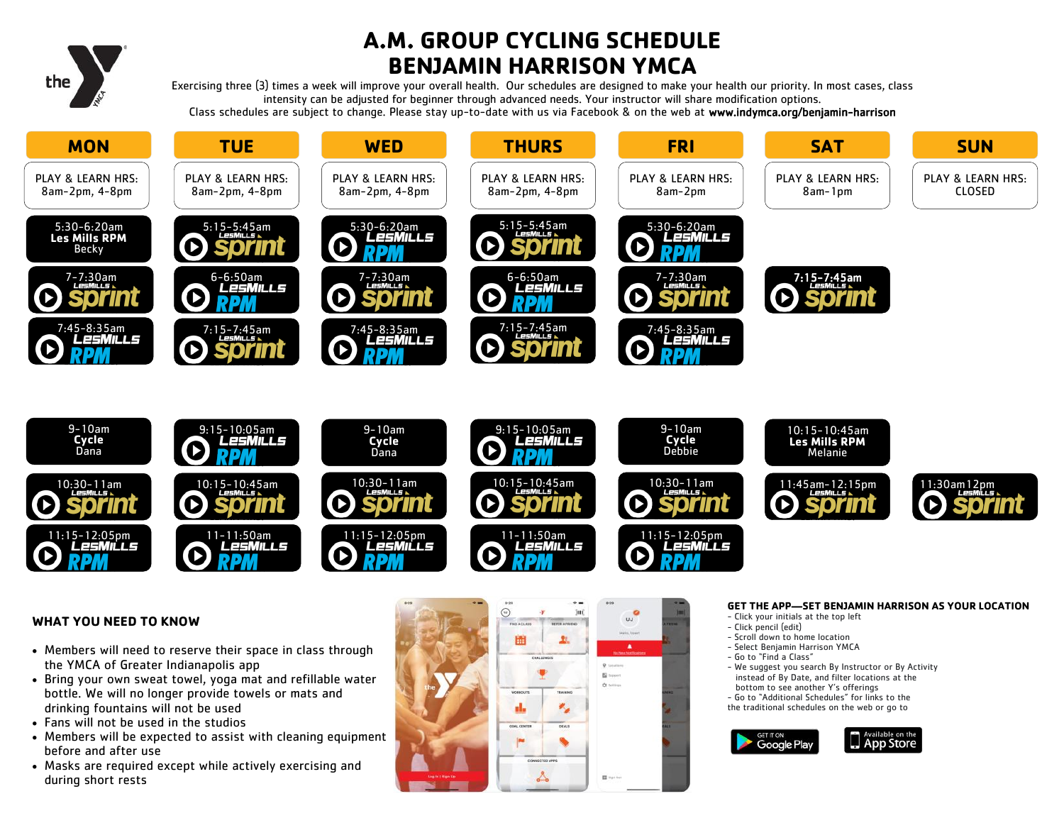# A.M. GROUP CYCLING SCHEDULE
# BENJAMIN HARRISON YMCA

Exercising three (3) times a week will improve your overall health. Our schedules are designed to make your health our priority. In most cases, class intensity can be adjusted for beginner through advanced needs. Your instructor will share modification options.
Class schedules are subject to change. Please stay up-to-date with us via Facebook & on the web at **www.indymca.org/benjamin-harrison**

| MON | TUE | WED | THURS | FRI | SAT | SUN |
|---|---|---|---|---|---|---|
| PLAY & LEARN HRS: 8am-2pm, 4-8pm | PLAY & LEARN HRS: 8am-2pm, 4-8pm | PLAY & LEARN HRS: 8am-2pm, 4-8pm | PLAY & LEARN HRS: 8am-2pm, 4-8pm | PLAY & LEARN HRS: 8am-2pm | PLAY & LEARN HRS: 8am-1pm | PLAY & LEARN HRS: CLOSED |
| 5:30-6:20am Les Mills RPM Becky | 5:15-5:45am Les Mills Sprint | 5:30-6:20am Les Mills RPM | 5:15-5:45am Les Mills Sprint | 5:30-6:20am Les Mills RPM | | |
| 7-7:30am Les Mills Sprint | 6-6:50am Les Mills RPM | 7-7:30am Les Mills Sprint | 6-6:50am Les Mills RPM | 7-7:30am Les Mills Sprint | 7:15-7:45am Les Mills Sprint | |
| 7:45-8:35am Les Mills RPM | 7:15-7:45am Les Mills Sprint | 7:45-8:35am Les Mills RPM | 7:15-7:45am Les Mills Sprint | 7:45-8:35am Les Mills RPM | | |
| 9-10am Cycle Dana | 9:15-10:05am Les Mills RPM | 9-10am Cycle Dana | 9:15-10:05am Les Mills RPM | 9-10am Cycle Debbie | 10:15-10:45am Les Mills RPM Melanie | |
| 10:30-11am Les Mills Sprint | 10:15-10:45am Les Mills Sprint | 10:30-11am Les Mills Sprint | 10:15-10:45am Les Mills Sprint | 10:30-11am Les Mills Sprint | 11:45am-12:15pm Les Mills Sprint | 11:30am12pm Les Mills Sprint |
| 11:15-12:05pm Les Mills RPM | 11-11:50am Les Mills RPM | 11:15-12:05pm Les Mills RPM | 11-11:50am Les Mills RPM | 11:15-12:05pm Les Mills RPM | | |

## WHAT YOU NEED TO KNOW

- Members will need to reserve their space in class through the YMCA of Greater Indianapolis app
- Bring your own sweat towel, yoga mat and refillable water bottle. We will no longer provide towels or mats and drinking fountains will not be used
- Fans will not be used in the studios
- Members will be expected to assist with cleaning equipment before and after use
- Masks are required except while actively exercising and during short rests

## GET THE APP—SET BENJAMIN HARRISON AS YOUR LOCATION

- Click your initials at the top left
- Click pencil (edit)
- Scroll down to home location
- Select Benjamin Harrison YMCA
- Go to "Find a Class"
- We suggest you search By Instructor or By Activity instead of By Date, and filter locations at the bottom to see another Y's offerings
- Go to "Additional Schedules" for links to the the traditional schedules on the web or go to

GET IT ON Google Play | Available on the App Store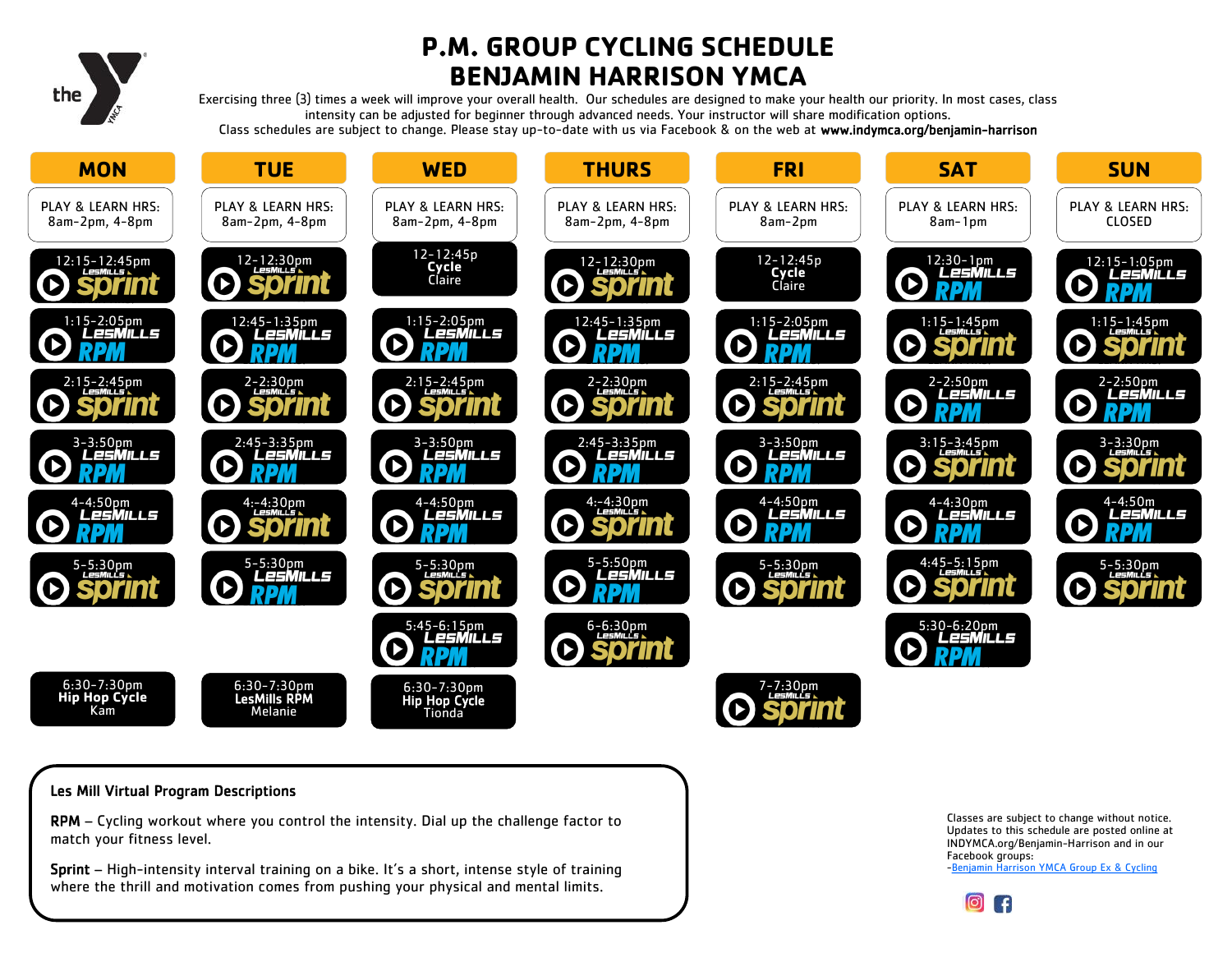# P.M. GROUP CYCLING SCHEDULE
# BENJAMIN HARRISON YMCA

Exercising three (3) times a week will improve your overall health. Our schedules are designed to make your health our priority. In most cases, class intensity can be adjusted for beginner through advanced needs. Your instructor will share modification options.
Class schedules are subject to change. Please stay up-to-date with us via Facebook & on the web at **www.indymca.org/benjamin-harrison**

| MON | TUE | WED | THURS | FRI | SAT | SUN |
|---|---|---|---|---|---|---|
| PLAY & LEARN HRS: 8am-2pm, 4-8pm | PLAY & LEARN HRS: 8am-2pm, 4-8pm | PLAY & LEARN HRS: 8am-2pm, 4-8pm | PLAY & LEARN HRS: 8am-2pm, 4-8pm | PLAY & LEARN HRS: 8am-2pm | PLAY & LEARN HRS: 8am-1pm | PLAY & LEARN HRS: CLOSED |
| 12:15-12:45pm LesMills Sprint | 12-12:30pm LesMills Sprint | 12-12:45p Cycle Claire | 12-12:30pm LesMills Sprint | 12-12:45p Cycle Claire | 12:30-1pm LesMills RPM | 12:15-1:05pm LesMills RPM |
| 1:15-2:05pm LesMills RPM | 12:45-1:35pm LesMills RPM | 1:15-2:05pm LesMills RPM | 12:45-1:35pm LesMills RPM | 1:15-2:05pm LesMills RPM | 1:15-1:45pm LesMills Sprint | 1:15-1:45pm LesMills Sprint |
| 2:15-2:45pm LesMills Sprint | 2-2:30pm LesMills Sprint | 2:15-2:45pm LesMills Sprint | 2-2:30pm LesMills Sprint | 2:15-2:45pm LesMills Sprint | 2-2:50pm LesMills RPM | 2-2:50pm LesMills RPM |
| 3-3:50pm LesMills RPM | 2:45-3:35pm LesMills RPM | 3-3:50pm LesMills RPM | 2:45-3:35pm LesMills RPM | 3-3:50pm LesMills RPM | 3:15-3:45pm LesMills Sprint | 3-3:30pm LesMills Sprint |
| 4-4:50pm LesMills RPM | 4:-4:30pm LesMills Sprint | 4-4:50pm LesMills RPM | 4:-4:30pm LesMills Sprint | 4-4:50pm LesMills RPM | 4-4:30pm LesMills RPM | 4-4:50m LesMills RPM |
| 5-5:30pm LesMills Sprint | 5-5:30pm LesMills RPM | 5-5:30pm LesMills Sprint | 5-5:50pm LesMills RPM | 5-5:30pm LesMills Sprint | 4:45-5:15pm LesMills Sprint | 5-5:30pm LesMills Sprint |
| | | 5:45-6:15pm LesMills RPM | 6-6:30pm LesMills Sprint | | 5:30-6:20pm LesMills RPM | |
| 6:30-7:30pm Hip Hop Cycle Kam | 6:30-7:30pm LesMills RPM Melanie | 6:30-7:30pm Hip Hop Cycle Tionda | | 7-7:30pm LesMills Sprint | | |

**Les Mill Virtual Program Descriptions**

**RPM** – Cycling workout where you control the intensity. Dial up the challenge factor to match your fitness level.

**Sprint** – High-intensity interval training on a bike. It's a short, intense style of training where the thrill and motivation comes from pushing your physical and mental limits.

Classes are subject to change without notice. Updates to this schedule are posted online at INDYMCA.org/Benjamin-Harrison and in our Facebook groups:
-Benjamin Harrison YMCA Group Ex & Cycling